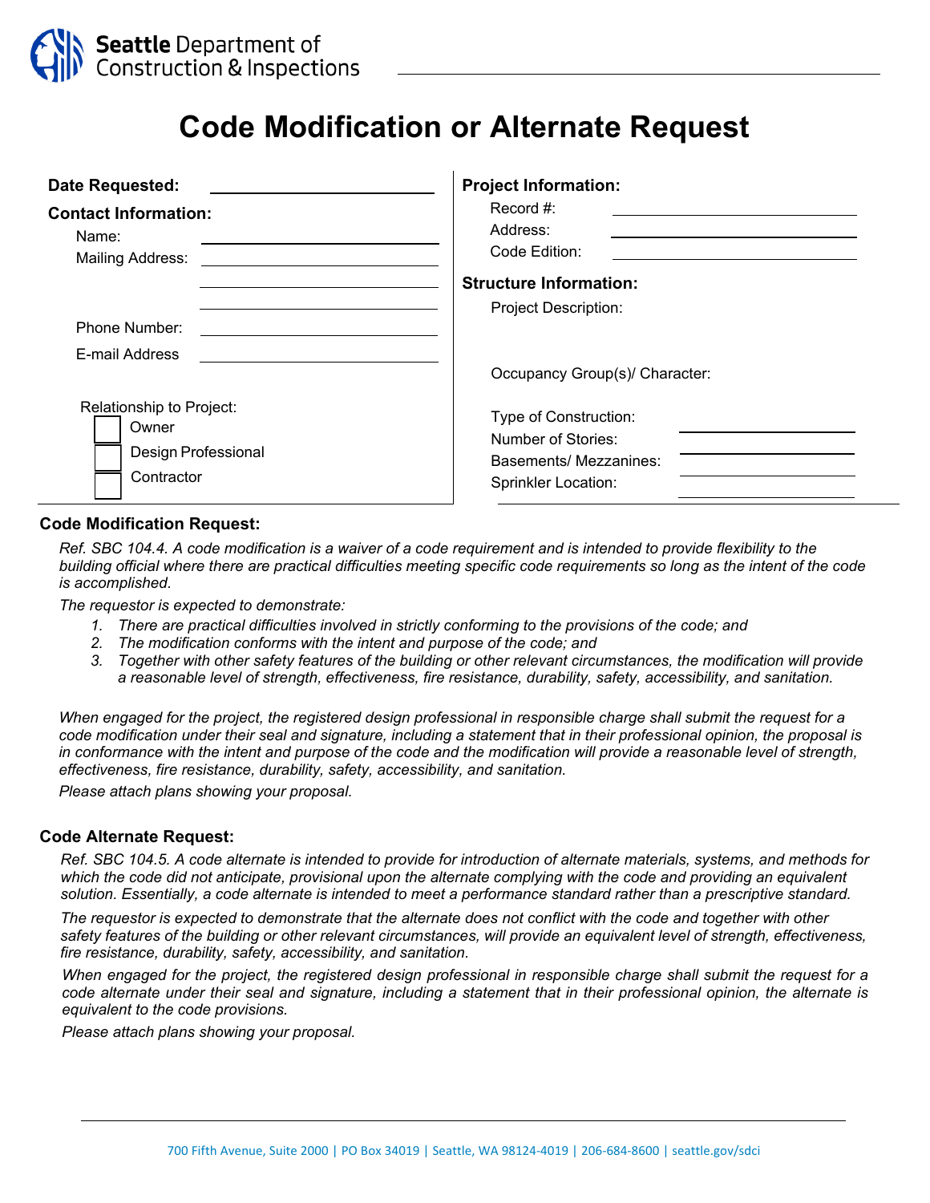Seattle Department of Construction & Inspections

# Code Modification or Alternate Request

**Date Requested:** \_\_\_\_\_\_\_\_\_\_\_\_\_\_\_\_\_\_\_\_

**Contact Information:**

Name: \_\_\_\_\_\_\_\_\_\_\_\_\_\_\_\_\_\_\_\_

Mailing Address: \_\_\_\_\_\_\_\_\_\_\_\_\_\_\_\_\_\_\_\_

Phone Number: \_\_\_\_\_\_\_\_\_\_\_\_\_\_\_\_\_\_\_\_

E-mail Address \_\_\_\_\_\_\_\_\_\_\_\_\_\_\_\_\_\_\_\_

Relationship to Project:

- ☐ Owner
- ☐ Design Professional
- ☐ Contractor

**Project Information:**

Record #: \_\_\_\_\_\_\_\_\_\_\_\_\_\_\_\_\_\_\_\_

Address: \_\_\_\_\_\_\_\_\_\_\_\_\_\_\_\_\_\_\_\_

Code Edition: \_\_\_\_\_\_\_\_\_\_\_\_\_\_\_\_\_\_\_\_

**Structure Information:**

Project Description:

Occupancy Group(s)/ Character:

Type of Construction: \_\_\_\_\_\_\_\_\_\_\_\_\_\_\_\_\_\_\_\_

Number of Stories: \_\_\_\_\_\_\_\_\_\_\_\_\_\_\_\_\_\_\_\_

Basements/ Mezzanines: \_\_\_\_\_\_\_\_\_\_\_\_\_\_\_\_\_\_\_\_

Sprinkler Location: \_\_\_\_\_\_\_\_\_\_\_\_\_\_\_\_\_\_\_\_

## Code Modification Request:

*Ref. SBC 104.4. A code modification is a waiver of a code requirement and is intended to provide flexibility to the building official where there are practical difficulties meeting specific code requirements so long as the intent of the code is accomplished.*

*The requestor is expected to demonstrate:*

1. *There are practical difficulties involved in strictly conforming to the provisions of the code; and*
2. *The modification conforms with the intent and purpose of the code; and*
3. *Together with other safety features of the building or other relevant circumstances, the modification will provide a reasonable level of strength, effectiveness, fire resistance, durability, safety, accessibility, and sanitation.*

*When engaged for the project, the registered design professional in responsible charge shall submit the request for a code modification under their seal and signature, including a statement that in their professional opinion, the proposal is in conformance with the intent and purpose of the code and the modification will provide a reasonable level of strength, effectiveness, fire resistance, durability, safety, accessibility, and sanitation.*

*Please attach plans showing your proposal.*

## Code Alternate Request:

*Ref. SBC 104.5. A code alternate is intended to provide for introduction of alternate materials, systems, and methods for which the code did not anticipate, provisional upon the alternate complying with the code and providing an equivalent solution. Essentially, a code alternate is intended to meet a performance standard rather than a prescriptive standard.*

*The requestor is expected to demonstrate that the alternate does not conflict with the code and together with other safety features of the building or other relevant circumstances, will provide an equivalent level of strength, effectiveness, fire resistance, durability, safety, accessibility, and sanitation.*

*When engaged for the project, the registered design professional in responsible charge shall submit the request for a code alternate under their seal and signature, including a statement that in their professional opinion, the alternate is equivalent to the code provisions.*

*Please attach plans showing your proposal.*

700 Fifth Avenue, Suite 2000 | PO Box 34019 | Seattle, WA 98124-4019 | 206-684-8600 | seattle.gov/sdci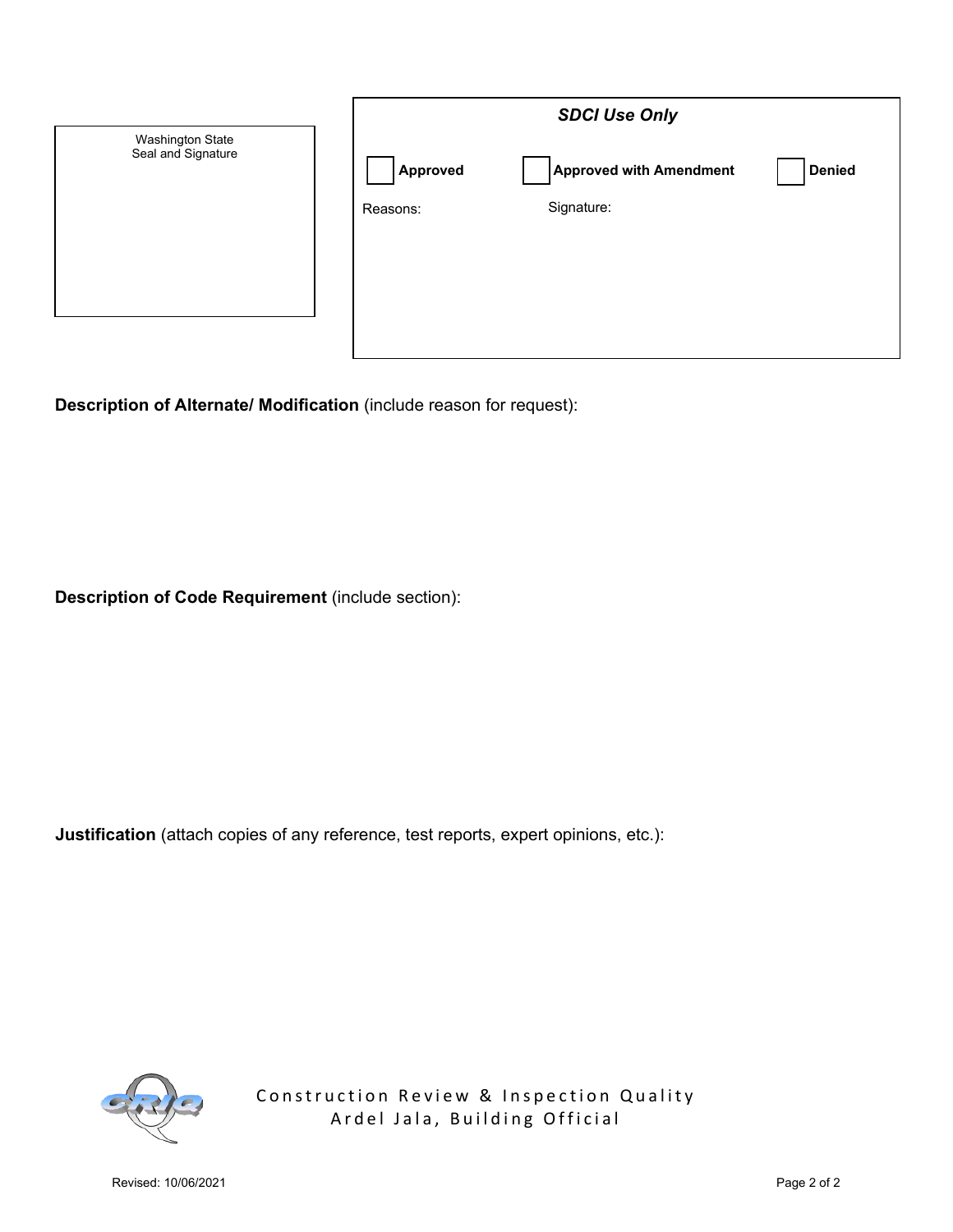Washington State
Seal and Signature

***SDCI Use Only***

☐ **Approved** ☐ **Approved with Amendment** ☐ **Denied**

Reasons:

Signature:

**Description of Alternate/ Modification** (include reason for request):

**Description of Code Requirement** (include section):

**Justification** (attach copies of any reference, test reports, expert opinions, etc.):

Construction Review & Inspection Quality
Ardel Jala, Building Official

Revised: 10/06/2021